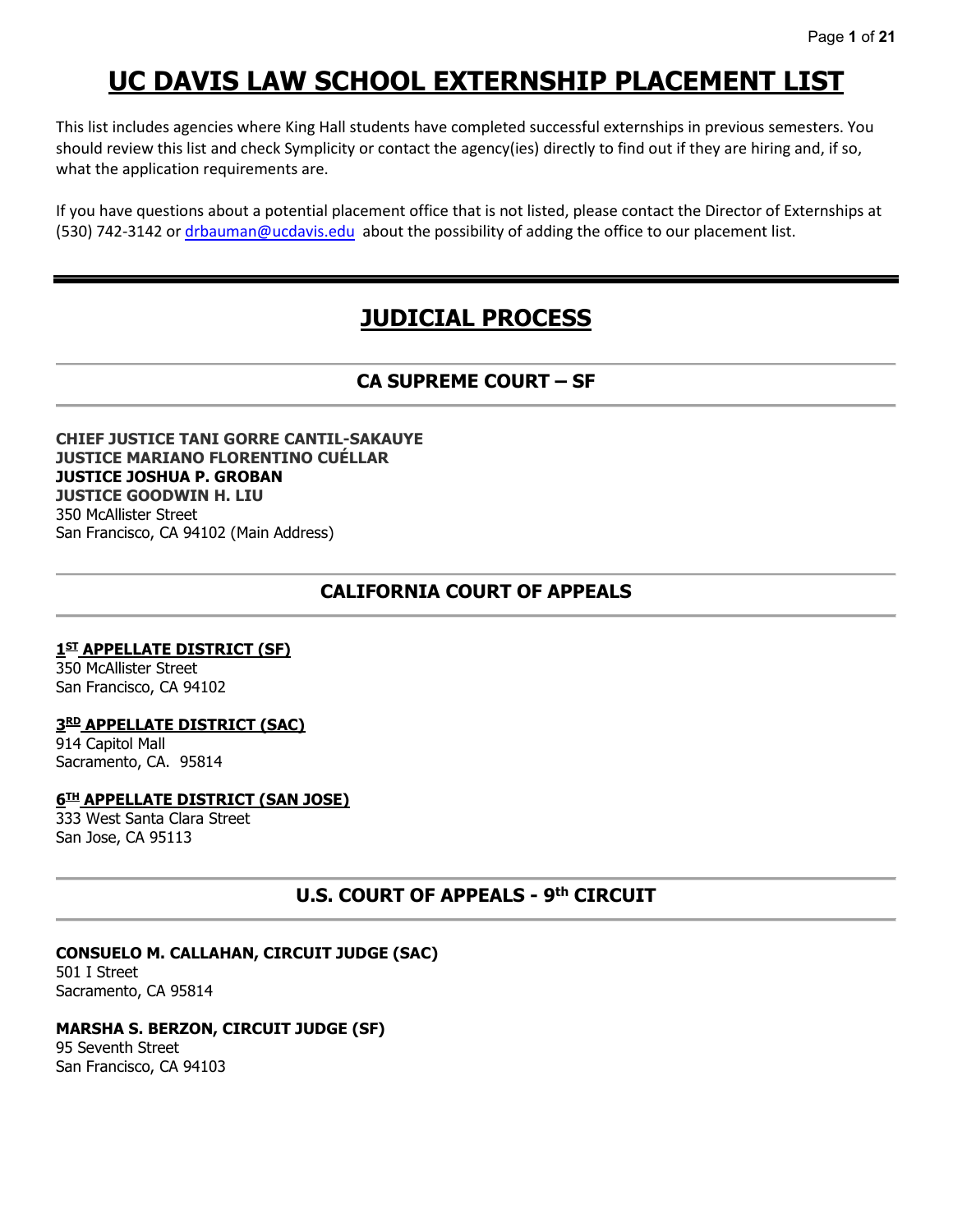# UC DAVIS LAW SCHOOL EXTERNSHIP PLACEMENT LIST

This list includes agencies where King Hall students have completed successful externships in previous semesters. You should review this list and check Symplicity or contact the agency(ies) directly to find out if they are hiring and, if so, what the application requirements are.

If you have questions about a potential placement office that is not listed, please contact the Director of Externships at (530) 742-3142 or [drbauman@ucdavis.edu](mailto:drbauman@ucdavis.edu) about the possibility of adding the office to our placement list.

---

## JUDICIAL PROCESS

### CA SUPREME COURT – SF

**CHIEF JUSTICE TANI GORRE CANTIL-SAKAUYE**
**JUSTICE MARIANO FLORENTINO CUÉLLAR**
**JUSTICE JOSHUA P. GROBAN**
**JUSTICE GOODWIN H. LIU**
350 McAllister Street
San Francisco, CA 94102 (Main Address)

### CALIFORNIA COURT OF APPEALS

**1ST APPELLATE DISTRICT (SF)**
350 McAllister Street
San Francisco, CA 94102

**3RD APPELLATE DISTRICT (SAC)**
914 Capitol Mall
Sacramento, CA. 95814

**6TH APPELLATE DISTRICT (SAN JOSE)**
333 West Santa Clara Street
San Jose, CA 95113

### U.S. COURT OF APPEALS - 9th CIRCUIT

**CONSUELO M. CALLAHAN, CIRCUIT JUDGE (SAC)**
501 I Street
Sacramento, CA 95814

**MARSHA S. BERZON, CIRCUIT JUDGE (SF)**
95 Seventh Street
San Francisco, CA 94103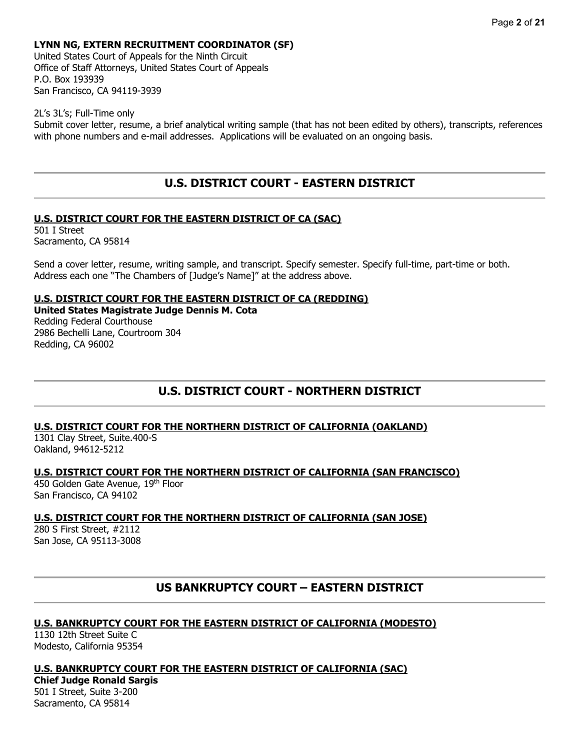**LYNN NG, EXTERN RECRUITMENT COORDINATOR (SF)**
United States Court of Appeals for the Ninth Circuit
Office of Staff Attorneys, United States Court of Appeals
P.O. Box 193939
San Francisco, CA 94119-3939

2L's 3L's; Full-Time only
Submit cover letter, resume, a brief analytical writing sample (that has not been edited by others), transcripts, references with phone numbers and e-mail addresses. Applications will be evaluated on an ongoing basis.

---

## U.S. DISTRICT COURT - EASTERN DISTRICT

---

**U.S. DISTRICT COURT FOR THE EASTERN DISTRICT OF CA (SAC)**
501 I Street
Sacramento, CA 95814

Send a cover letter, resume, writing sample, and transcript. Specify semester. Specify full-time, part-time or both. Address each one "The Chambers of [Judge's Name]" at the address above.

**U.S. DISTRICT COURT FOR THE EASTERN DISTRICT OF CA (REDDING)**
**United States Magistrate Judge Dennis M. Cota**
Redding Federal Courthouse
2986 Bechelli Lane, Courtroom 304
Redding, CA 96002

---

## U.S. DISTRICT COURT - NORTHERN DISTRICT

---

**U.S. DISTRICT COURT FOR THE NORTHERN DISTRICT OF CALIFORNIA (OAKLAND)**
1301 Clay Street, Suite.400-S
Oakland, 94612-5212

**U.S. DISTRICT COURT FOR THE NORTHERN DISTRICT OF CALIFORNIA (SAN FRANCISCO)**
450 Golden Gate Avenue, 19th Floor
San Francisco, CA 94102

**U.S. DISTRICT COURT FOR THE NORTHERN DISTRICT OF CALIFORNIA (SAN JOSE)**
280 S First Street, #2112
San Jose, CA 95113-3008

---

## US BANKRUPTCY COURT – EASTERN DISTRICT

---

**U.S. BANKRUPTCY COURT FOR THE EASTERN DISTRICT OF CALIFORNIA (MODESTO)**
1130 12th Street Suite C
Modesto, California 95354

**U.S. BANKRUPTCY COURT FOR THE EASTERN DISTRICT OF CALIFORNIA (SAC)**
**Chief Judge Ronald Sargis**
501 I Street, Suite 3-200
Sacramento, CA 95814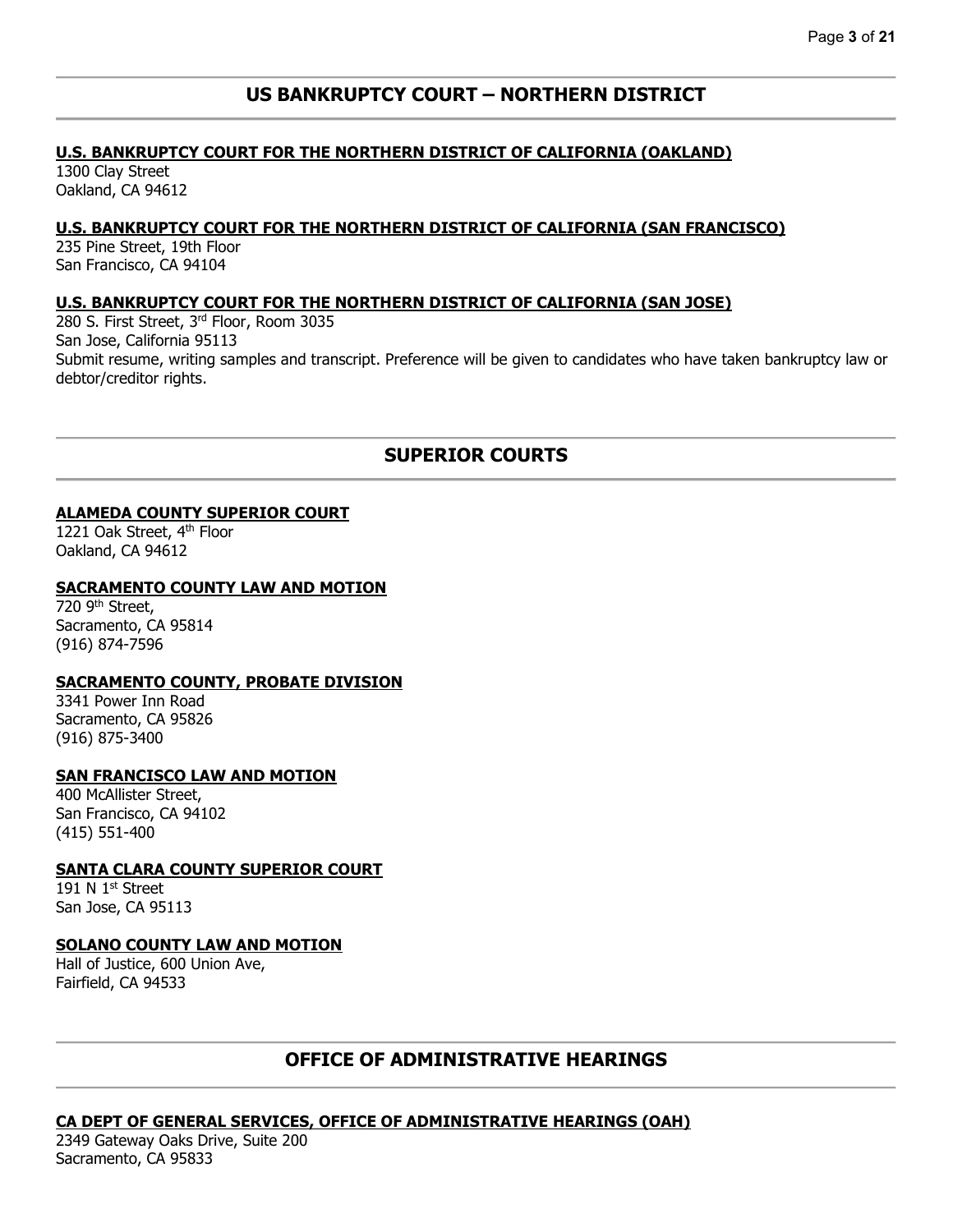## US BANKRUPTCY COURT – NORTHERN DISTRICT

**U.S. BANKRUPTCY COURT FOR THE NORTHERN DISTRICT OF CALIFORNIA (OAKLAND)**
1300 Clay Street
Oakland, CA 94612

**U.S. BANKRUPTCY COURT FOR THE NORTHERN DISTRICT OF CALIFORNIA (SAN FRANCISCO)**
235 Pine Street, 19th Floor
San Francisco, CA 94104

**U.S. BANKRUPTCY COURT FOR THE NORTHERN DISTRICT OF CALIFORNIA (SAN JOSE)**
280 S. First Street, 3rd Floor, Room 3035
San Jose, California 95113
Submit resume, writing samples and transcript. Preference will be given to candidates who have taken bankruptcy law or debtor/creditor rights.

## SUPERIOR COURTS

**ALAMEDA COUNTY SUPERIOR COURT**
1221 Oak Street, 4th Floor
Oakland, CA 94612

**SACRAMENTO COUNTY LAW AND MOTION**
720 9th Street,
Sacramento, CA 95814
(916) 874-7596

**SACRAMENTO COUNTY, PROBATE DIVISION**
3341 Power Inn Road
Sacramento, CA 95826
(916) 875-3400

**SAN FRANCISCO LAW AND MOTION**
400 McAllister Street,
San Francisco, CA 94102
(415) 551-400

**SANTA CLARA COUNTY SUPERIOR COURT**
191 N 1st Street
San Jose, CA 95113

**SOLANO COUNTY LAW AND MOTION**
Hall of Justice, 600 Union Ave,
Fairfield, CA 94533

## OFFICE OF ADMINISTRATIVE HEARINGS

**CA DEPT OF GENERAL SERVICES, OFFICE OF ADMINISTRATIVE HEARINGS (OAH)**
2349 Gateway Oaks Drive, Suite 200
Sacramento, CA 95833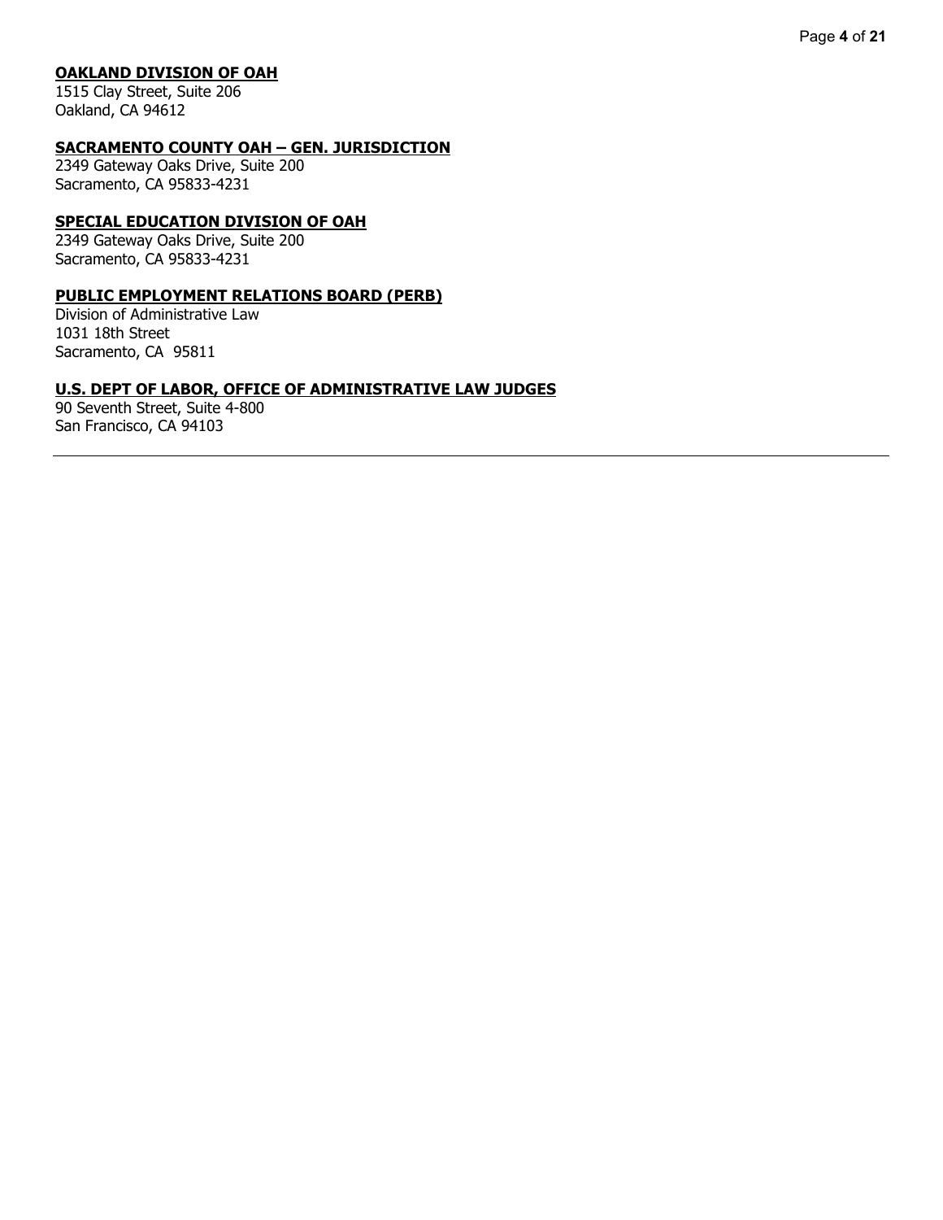**OAKLAND DIVISION OF OAH**
1515 Clay Street, Suite 206
Oakland, CA 94612

**SACRAMENTO COUNTY OAH – GEN. JURISDICTION**
2349 Gateway Oaks Drive, Suite 200
Sacramento, CA 95833-4231

**SPECIAL EDUCATION DIVISION OF OAH**
2349 Gateway Oaks Drive, Suite 200
Sacramento, CA 95833-4231

**PUBLIC EMPLOYMENT RELATIONS BOARD (PERB)**
Division of Administrative Law
1031 18th Street
Sacramento, CA 95811

**U.S. DEPT OF LABOR, OFFICE OF ADMINISTRATIVE LAW JUDGES**
90 Seventh Street, Suite 4-800
San Francisco, CA 94103

---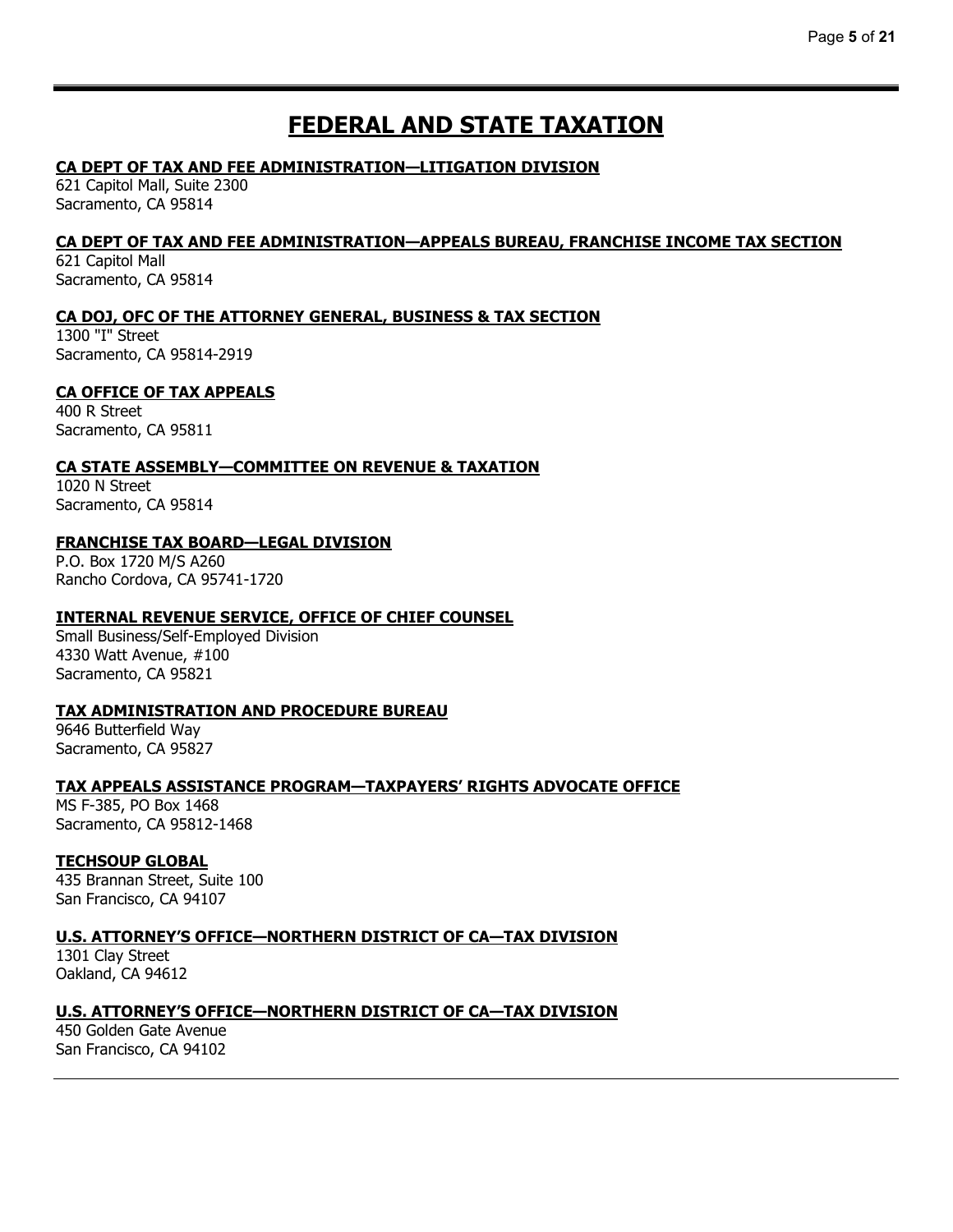# FEDERAL AND STATE TAXATION

### CA DEPT OF TAX AND FEE ADMINISTRATION—LITIGATION DIVISION

621 Capitol Mall, Suite 2300
Sacramento, CA 95814

### CA DEPT OF TAX AND FEE ADMINISTRATION—APPEALS BUREAU, FRANCHISE INCOME TAX SECTION

621 Capitol Mall
Sacramento, CA 95814

### CA DOJ, OFC OF THE ATTORNEY GENERAL, BUSINESS & TAX SECTION

1300 "I" Street
Sacramento, CA 95814-2919

### CA OFFICE OF TAX APPEALS

400 R Street
Sacramento, CA 95811

### CA STATE ASSEMBLY—COMMITTEE ON REVENUE & TAXATION

1020 N Street
Sacramento, CA 95814

### FRANCHISE TAX BOARD—LEGAL DIVISION

P.O. Box 1720 M/S A260
Rancho Cordova, CA 95741-1720

### INTERNAL REVENUE SERVICE, OFFICE OF CHIEF COUNSEL

Small Business/Self-Employed Division
4330 Watt Avenue, #100
Sacramento, CA 95821

### TAX ADMINISTRATION AND PROCEDURE BUREAU

9646 Butterfield Way
Sacramento, CA 95827

### TAX APPEALS ASSISTANCE PROGRAM—TAXPAYERS' RIGHTS ADVOCATE OFFICE

MS F-385, PO Box 1468
Sacramento, CA 95812-1468

### TECHSOUP GLOBAL

435 Brannan Street, Suite 100
San Francisco, CA 94107

### U.S. ATTORNEY'S OFFICE—NORTHERN DISTRICT OF CA—TAX DIVISION

1301 Clay Street
Oakland, CA 94612

### U.S. ATTORNEY'S OFFICE—NORTHERN DISTRICT OF CA—TAX DIVISION

450 Golden Gate Avenue
San Francisco, CA 94102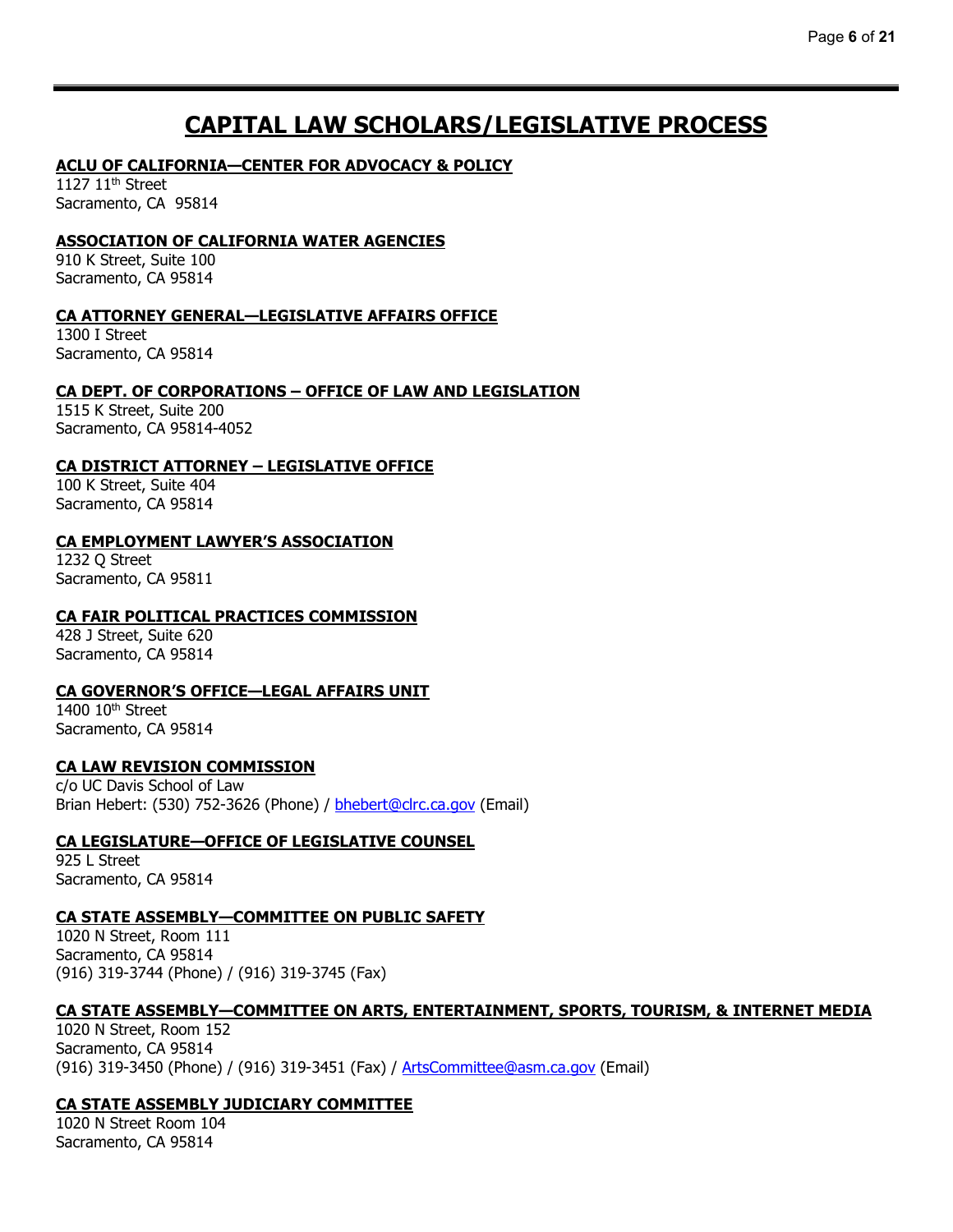# CAPITAL LAW SCHOLARS/LEGISLATIVE PROCESS

**ACLU OF CALIFORNIA—CENTER FOR ADVOCACY & POLICY**
1127 11th Street
Sacramento, CA 95814

**ASSOCIATION OF CALIFORNIA WATER AGENCIES**
910 K Street, Suite 100
Sacramento, CA 95814

**CA ATTORNEY GENERAL—LEGISLATIVE AFFAIRS OFFICE**
1300 I Street
Sacramento, CA 95814

**CA DEPT. OF CORPORATIONS – OFFICE OF LAW AND LEGISLATION**
1515 K Street, Suite 200
Sacramento, CA 95814-4052

**CA DISTRICT ATTORNEY – LEGISLATIVE OFFICE**
100 K Street, Suite 404
Sacramento, CA 95814

**CA EMPLOYMENT LAWYER'S ASSOCIATION**
1232 Q Street
Sacramento, CA 95811

**CA FAIR POLITICAL PRACTICES COMMISSION**
428 J Street, Suite 620
Sacramento, CA 95814

**CA GOVERNOR'S OFFICE—LEGAL AFFAIRS UNIT**
1400 10th Street
Sacramento, CA 95814

**CA LAW REVISION COMMISSION**
c/o UC Davis School of Law
Brian Hebert: (530) 752-3626 (Phone) / bhebert@clrc.ca.gov (Email)

**CA LEGISLATURE—OFFICE OF LEGISLATIVE COUNSEL**
925 L Street
Sacramento, CA 95814

**CA STATE ASSEMBLY—COMMITTEE ON PUBLIC SAFETY**
1020 N Street, Room 111
Sacramento, CA 95814
(916) 319-3744 (Phone) / (916) 319-3745 (Fax)

**CA STATE ASSEMBLY—COMMITTEE ON ARTS, ENTERTAINMENT, SPORTS, TOURISM, & INTERNET MEDIA**
1020 N Street, Room 152
Sacramento, CA 95814
(916) 319-3450 (Phone) / (916) 319-3451 (Fax) / ArtsCommittee@asm.ca.gov (Email)

**CA STATE ASSEMBLY JUDICIARY COMMITTEE**
1020 N Street Room 104
Sacramento, CA 95814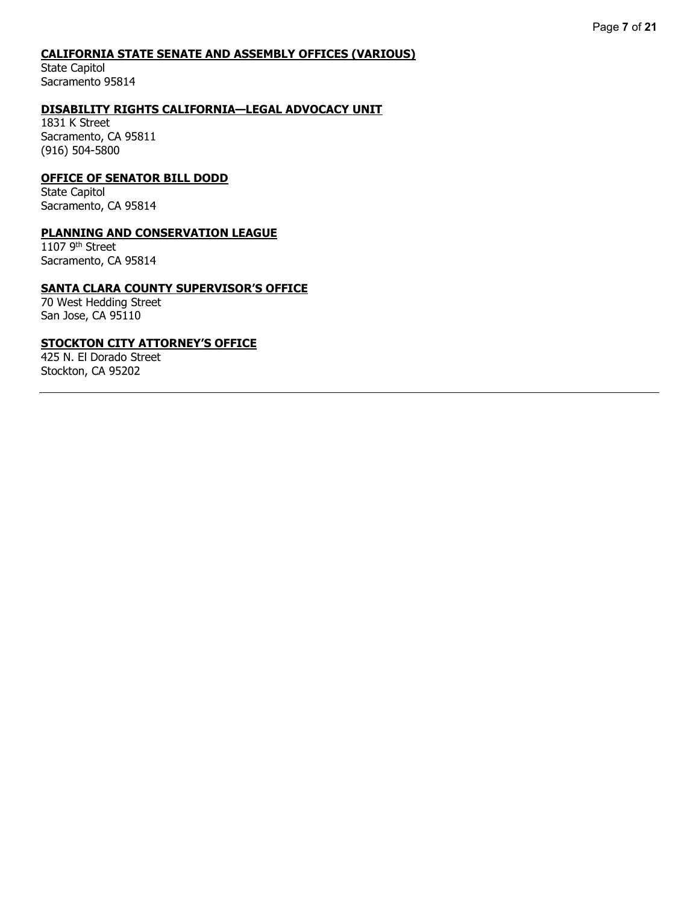**CALIFORNIA STATE SENATE AND ASSEMBLY OFFICES (VARIOUS)**
State Capitol
Sacramento 95814

**DISABILITY RIGHTS CALIFORNIA—LEGAL ADVOCACY UNIT**
1831 K Street
Sacramento, CA 95811
(916) 504-5800

**OFFICE OF SENATOR BILL DODD**
State Capitol
Sacramento, CA 95814

**PLANNING AND CONSERVATION LEAGUE**
1107 9th Street
Sacramento, CA 95814

**SANTA CLARA COUNTY SUPERVISOR'S OFFICE**
70 West Hedding Street
San Jose, CA 95110

**STOCKTON CITY ATTORNEY'S OFFICE**
425 N. El Dorado Street
Stockton, CA 95202

---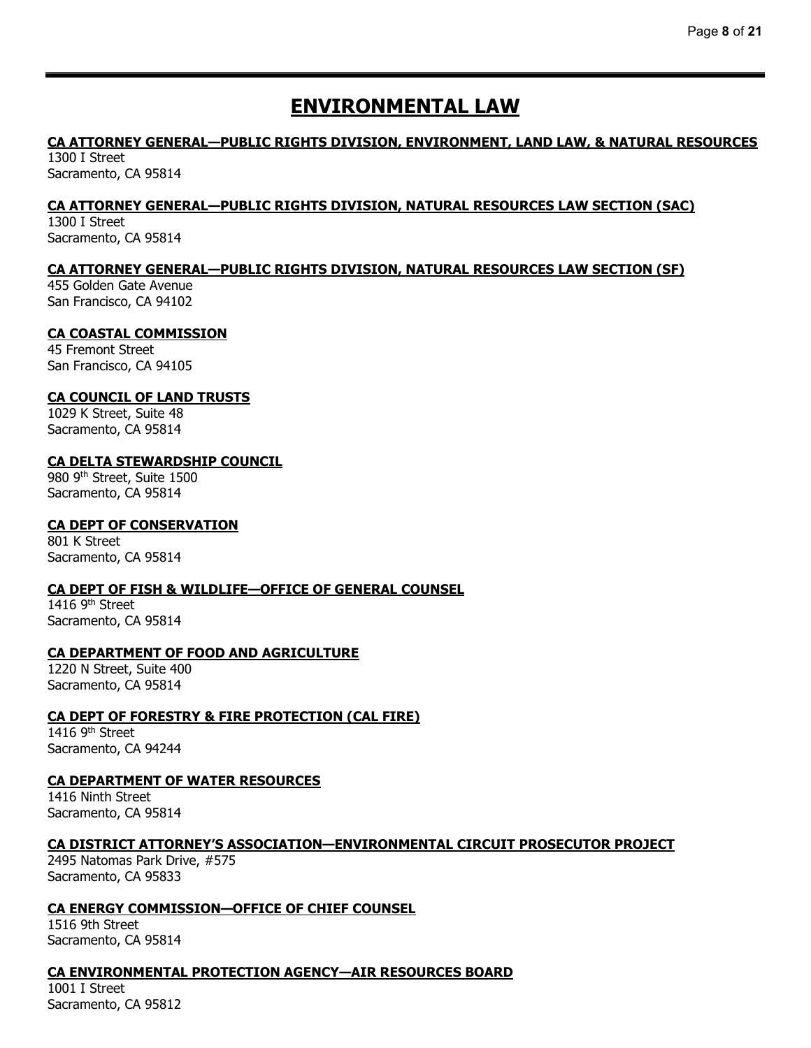# ENVIRONMENTAL LAW

**CA ATTORNEY GENERAL—PUBLIC RIGHTS DIVISION, ENVIRONMENT, LAND LAW, & NATURAL RESOURCES**
1300 I Street
Sacramento, CA 95814

**CA ATTORNEY GENERAL—PUBLIC RIGHTS DIVISION, NATURAL RESOURCES LAW SECTION (SAC)**
1300 I Street
Sacramento, CA 95814

**CA ATTORNEY GENERAL—PUBLIC RIGHTS DIVISION, NATURAL RESOURCES LAW SECTION (SF)**
455 Golden Gate Avenue
San Francisco, CA 94102

**CA COASTAL COMMISSION**
45 Fremont Street
San Francisco, CA 94105

**CA COUNCIL OF LAND TRUSTS**
1029 K Street, Suite 48
Sacramento, CA 95814

**CA DELTA STEWARDSHIP COUNCIL**
980 9th Street, Suite 1500
Sacramento, CA 95814

**CA DEPT OF CONSERVATION**
801 K Street
Sacramento, CA 95814

**CA DEPT OF FISH & WILDLIFE—OFFICE OF GENERAL COUNSEL**
1416 9th Street
Sacramento, CA 95814

**CA DEPARTMENT OF FOOD AND AGRICULTURE**
1220 N Street, Suite 400
Sacramento, CA 95814

**CA DEPT OF FORESTRY & FIRE PROTECTION (CAL FIRE)**
1416 9th Street
Sacramento, CA 94244

**CA DEPARTMENT OF WATER RESOURCES**
1416 Ninth Street
Sacramento, CA 95814

**CA DISTRICT ATTORNEY'S ASSOCIATION—ENVIRONMENTAL CIRCUIT PROSECUTOR PROJECT**
2495 Natomas Park Drive, #575
Sacramento, CA 95833

**CA ENERGY COMMISSION—OFFICE OF CHIEF COUNSEL**
1516 9th Street
Sacramento, CA 95814

**CA ENVIRONMENTAL PROTECTION AGENCY—AIR RESOURCES BOARD**
1001 I Street
Sacramento, CA 95812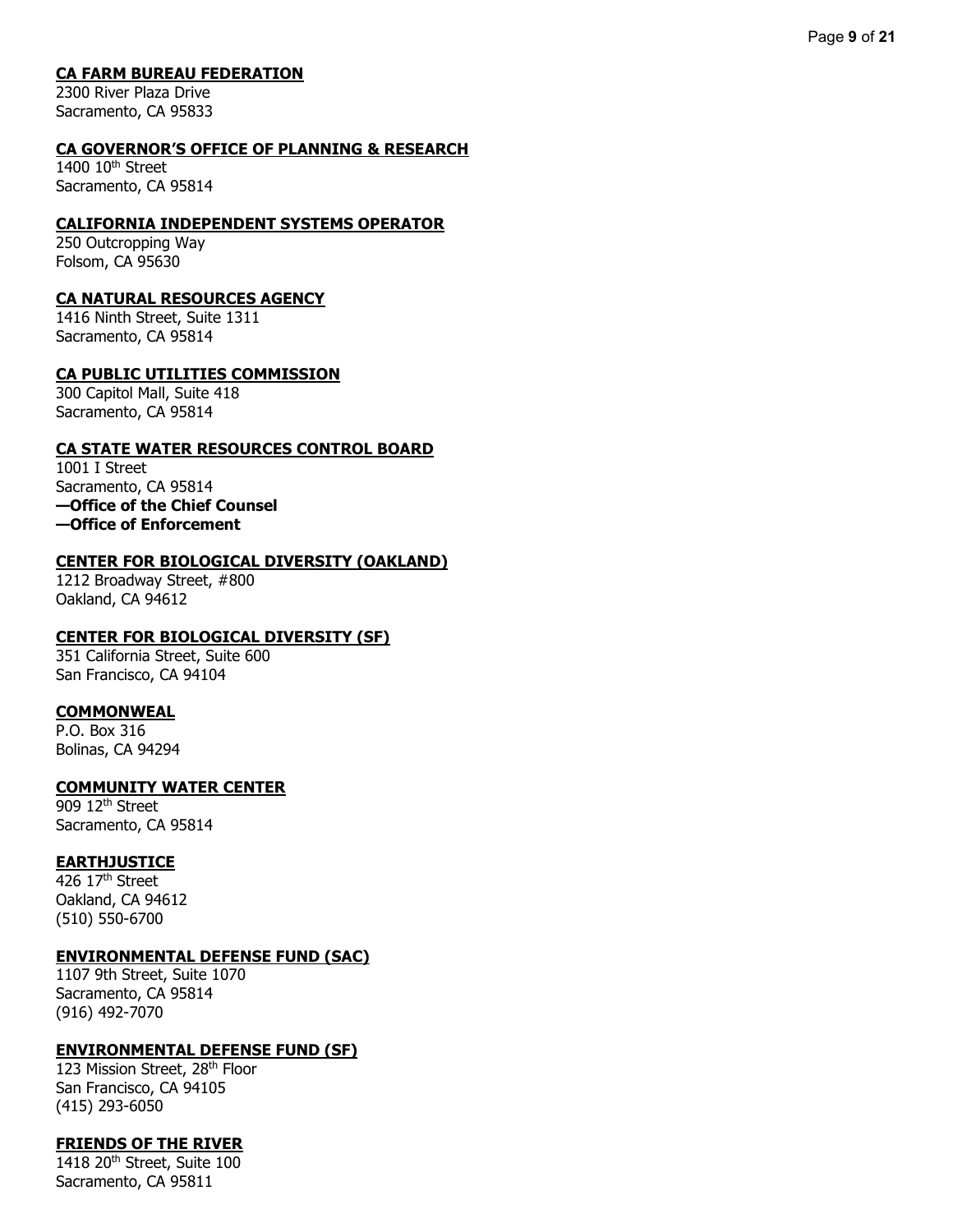**CA FARM BUREAU FEDERATION**
2300 River Plaza Drive
Sacramento, CA 95833

**CA GOVERNOR'S OFFICE OF PLANNING & RESEARCH**
1400 10th Street
Sacramento, CA 95814

**CALIFORNIA INDEPENDENT SYSTEMS OPERATOR**
250 Outcropping Way
Folsom, CA 95630

**CA NATURAL RESOURCES AGENCY**
1416 Ninth Street, Suite 1311
Sacramento, CA 95814

**CA PUBLIC UTILITIES COMMISSION**
300 Capitol Mall, Suite 418
Sacramento, CA 95814

**CA STATE WATER RESOURCES CONTROL BOARD**
1001 I Street
Sacramento, CA 95814
**—Office of the Chief Counsel**
**—Office of Enforcement**

**CENTER FOR BIOLOGICAL DIVERSITY (OAKLAND)**
1212 Broadway Street, #800
Oakland, CA 94612

**CENTER FOR BIOLOGICAL DIVERSITY (SF)**
351 California Street, Suite 600
San Francisco, CA 94104

**COMMONWEAL**
P.O. Box 316
Bolinas, CA 94294

**COMMUNITY WATER CENTER**
909 12th Street
Sacramento, CA 95814

**EARTHJUSTICE**
426 17th Street
Oakland, CA 94612
(510) 550-6700

**ENVIRONMENTAL DEFENSE FUND (SAC)**
1107 9th Street, Suite 1070
Sacramento, CA 95814
(916) 492-7070

**ENVIRONMENTAL DEFENSE FUND (SF)**
123 Mission Street, 28th Floor
San Francisco, CA 94105
(415) 293-6050

**FRIENDS OF THE RIVER**
1418 20th Street, Suite 100
Sacramento, CA 95811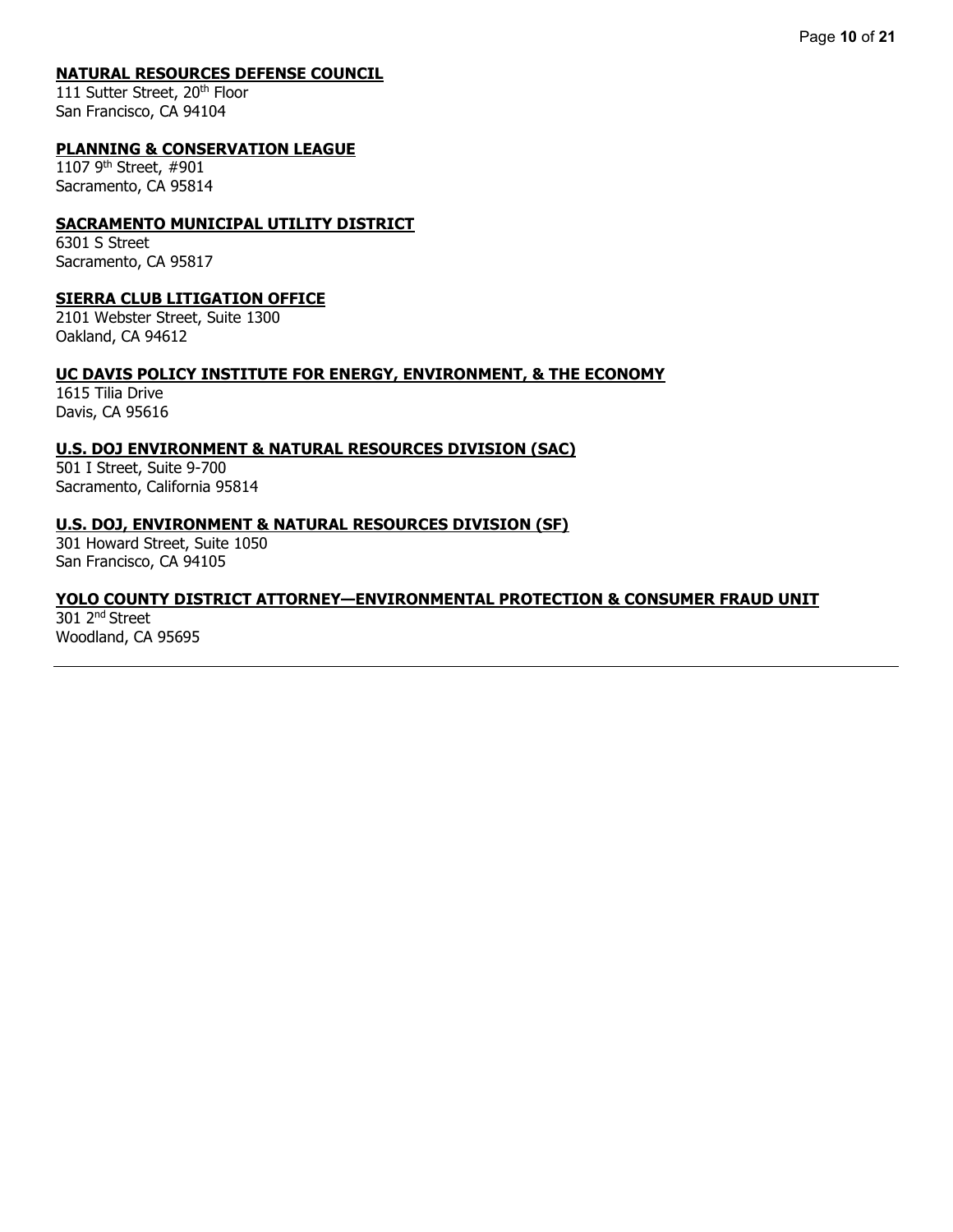**NATURAL RESOURCES DEFENSE COUNCIL**
111 Sutter Street, 20th Floor
San Francisco, CA 94104

**PLANNING & CONSERVATION LEAGUE**
1107 9th Street, #901
Sacramento, CA 95814

**SACRAMENTO MUNICIPAL UTILITY DISTRICT**
6301 S Street
Sacramento, CA 95817

**SIERRA CLUB LITIGATION OFFICE**
2101 Webster Street, Suite 1300
Oakland, CA 94612

**UC DAVIS POLICY INSTITUTE FOR ENERGY, ENVIRONMENT, & THE ECONOMY**
1615 Tilia Drive
Davis, CA 95616

**U.S. DOJ ENVIRONMENT & NATURAL RESOURCES DIVISION (SAC)**
501 I Street, Suite 9-700
Sacramento, California 95814

**U.S. DOJ, ENVIRONMENT & NATURAL RESOURCES DIVISION (SF)**
301 Howard Street, Suite 1050
San Francisco, CA 94105

**YOLO COUNTY DISTRICT ATTORNEY—ENVIRONMENTAL PROTECTION & CONSUMER FRAUD UNIT**
301 2nd Street
Woodland, CA 95695

---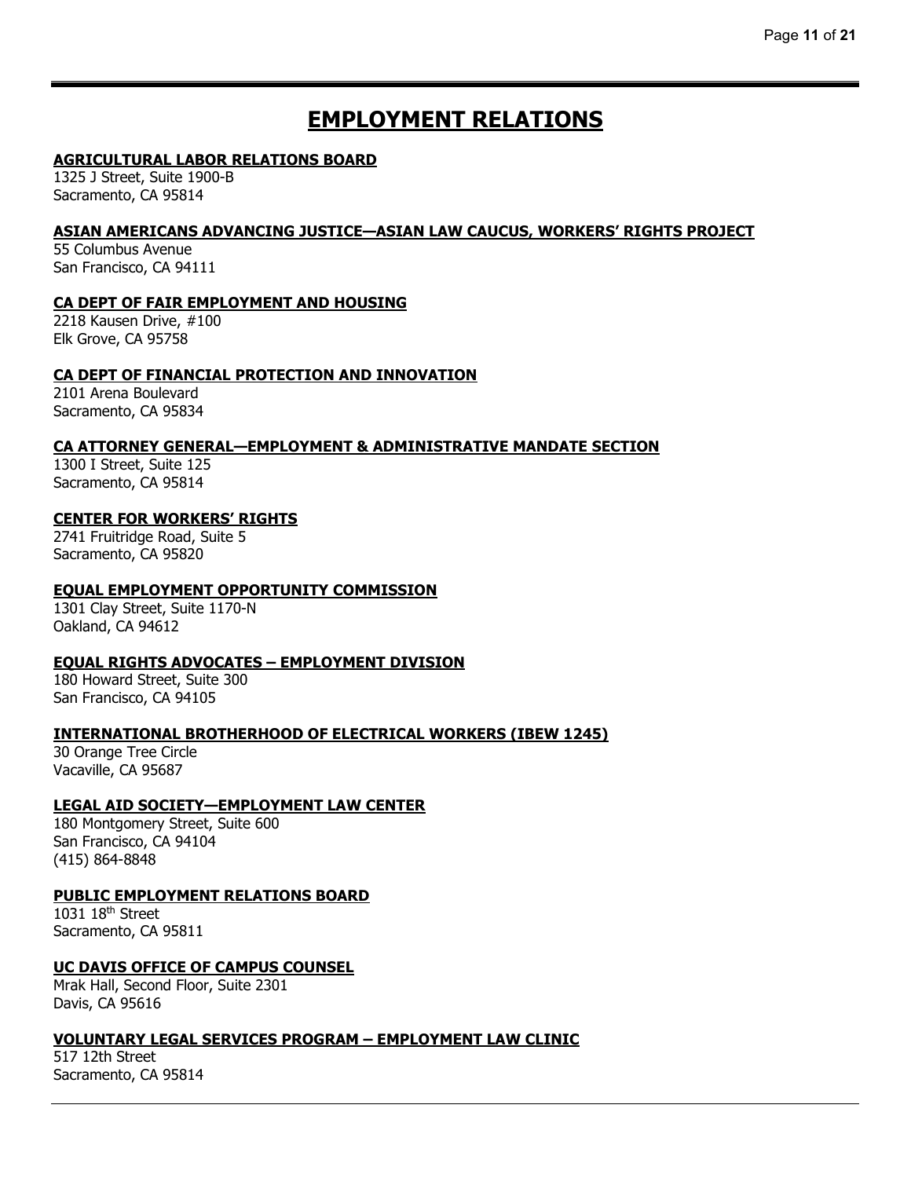# EMPLOYMENT RELATIONS

**AGRICULTURAL LABOR RELATIONS BOARD**
1325 J Street, Suite 1900-B
Sacramento, CA 95814

**ASIAN AMERICANS ADVANCING JUSTICE—ASIAN LAW CAUCUS, WORKERS' RIGHTS PROJECT**
55 Columbus Avenue
San Francisco, CA 94111

**CA DEPT OF FAIR EMPLOYMENT AND HOUSING**
2218 Kausen Drive, #100
Elk Grove, CA 95758

**CA DEPT OF FINANCIAL PROTECTION AND INNOVATION**
2101 Arena Boulevard
Sacramento, CA 95834

**CA ATTORNEY GENERAL—EMPLOYMENT & ADMINISTRATIVE MANDATE SECTION**
1300 I Street, Suite 125
Sacramento, CA 95814

**CENTER FOR WORKERS' RIGHTS**
2741 Fruitridge Road, Suite 5
Sacramento, CA 95820

**EQUAL EMPLOYMENT OPPORTUNITY COMMISSION**
1301 Clay Street, Suite 1170-N
Oakland, CA 94612

**EQUAL RIGHTS ADVOCATES – EMPLOYMENT DIVISION**
180 Howard Street, Suite 300
San Francisco, CA 94105

**INTERNATIONAL BROTHERHOOD OF ELECTRICAL WORKERS (IBEW 1245)**
30 Orange Tree Circle
Vacaville, CA 95687

**LEGAL AID SOCIETY—EMPLOYMENT LAW CENTER**
180 Montgomery Street, Suite 600
San Francisco, CA 94104
(415) 864-8848

**PUBLIC EMPLOYMENT RELATIONS BOARD**
1031 18th Street
Sacramento, CA 95811

**UC DAVIS OFFICE OF CAMPUS COUNSEL**
Mrak Hall, Second Floor, Suite 2301
Davis, CA 95616

**VOLUNTARY LEGAL SERVICES PROGRAM – EMPLOYMENT LAW CLINIC**
517 12th Street
Sacramento, CA 95814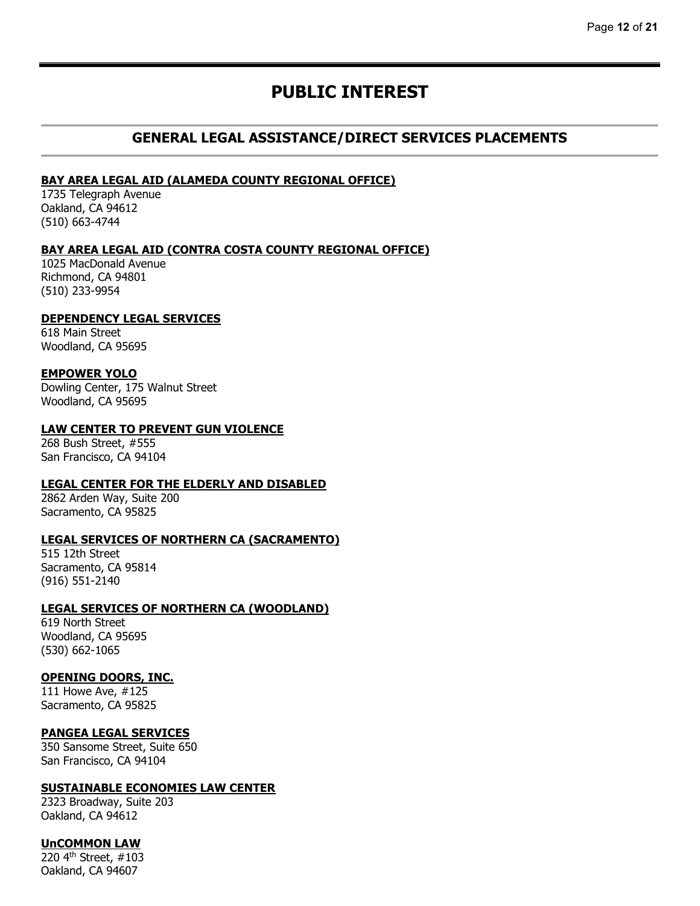# PUBLIC INTEREST

## GENERAL LEGAL ASSISTANCE/DIRECT SERVICES PLACEMENTS

**BAY AREA LEGAL AID (ALAMEDA COUNTY REGIONAL OFFICE)**
1735 Telegraph Avenue
Oakland, CA 94612
(510) 663-4744

**BAY AREA LEGAL AID (CONTRA COSTA COUNTY REGIONAL OFFICE)**
1025 MacDonald Avenue
Richmond, CA 94801
(510) 233-9954

**DEPENDENCY LEGAL SERVICES**
618 Main Street
Woodland, CA 95695

**EMPOWER YOLO**
Dowling Center, 175 Walnut Street
Woodland, CA 95695

**LAW CENTER TO PREVENT GUN VIOLENCE**
268 Bush Street, #555
San Francisco, CA 94104

**LEGAL CENTER FOR THE ELDERLY AND DISABLED**
2862 Arden Way, Suite 200
Sacramento, CA 95825

**LEGAL SERVICES OF NORTHERN CA (SACRAMENTO)**
515 12th Street
Sacramento, CA 95814
(916) 551-2140

**LEGAL SERVICES OF NORTHERN CA (WOODLAND)**
619 North Street
Woodland, CA 95695
(530) 662-1065

**OPENING DOORS, INC.**
111 Howe Ave, #125
Sacramento, CA 95825

**PANGEA LEGAL SERVICES**
350 Sansome Street, Suite 650
San Francisco, CA 94104

**SUSTAINABLE ECONOMIES LAW CENTER**
2323 Broadway, Suite 203
Oakland, CA 94612

**UnCOMMON LAW**
220 4th Street, #103
Oakland, CA 94607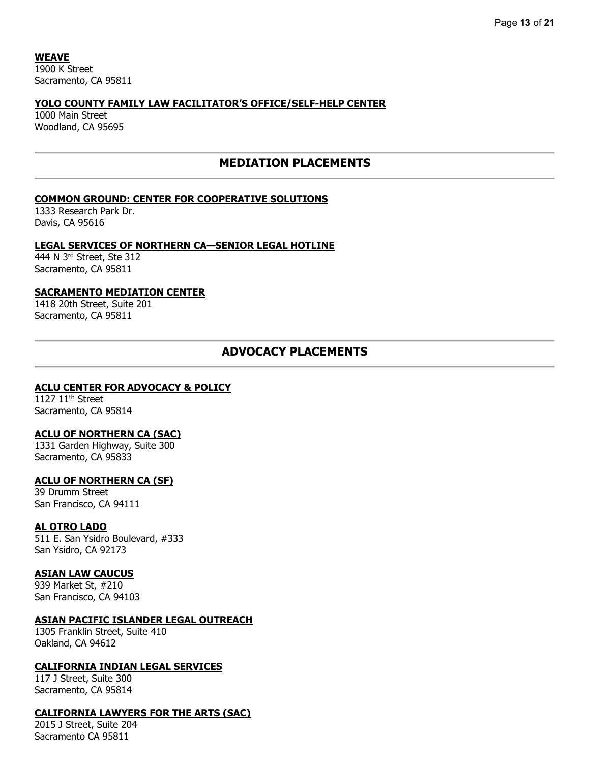**WEAVE**
1900 K Street
Sacramento, CA 95811

**YOLO COUNTY FAMILY LAW FACILITATOR'S OFFICE/SELF-HELP CENTER**
1000 Main Street
Woodland, CA 95695

## MEDIATION PLACEMENTS

**COMMON GROUND: CENTER FOR COOPERATIVE SOLUTIONS**
1333 Research Park Dr.
Davis, CA 95616

**LEGAL SERVICES OF NORTHERN CA—SENIOR LEGAL HOTLINE**
444 N 3rd Street, Ste 312
Sacramento, CA 95811

**SACRAMENTO MEDIATION CENTER**
1418 20th Street, Suite 201
Sacramento, CA 95811

## ADVOCACY PLACEMENTS

**ACLU CENTER FOR ADVOCACY & POLICY**
1127 11th Street
Sacramento, CA 95814

**ACLU OF NORTHERN CA (SAC)**
1331 Garden Highway, Suite 300
Sacramento, CA 95833

**ACLU OF NORTHERN CA (SF)**
39 Drumm Street
San Francisco, CA 94111

**AL OTRO LADO**
511 E. San Ysidro Boulevard, #333
San Ysidro, CA 92173

**ASIAN LAW CAUCUS**
939 Market St, #210
San Francisco, CA 94103

**ASIAN PACIFIC ISLANDER LEGAL OUTREACH**
1305 Franklin Street, Suite 410
Oakland, CA 94612

**CALIFORNIA INDIAN LEGAL SERVICES**
117 J Street, Suite 300
Sacramento, CA 95814

**CALIFORNIA LAWYERS FOR THE ARTS (SAC)**
2015 J Street, Suite 204
Sacramento CA 95811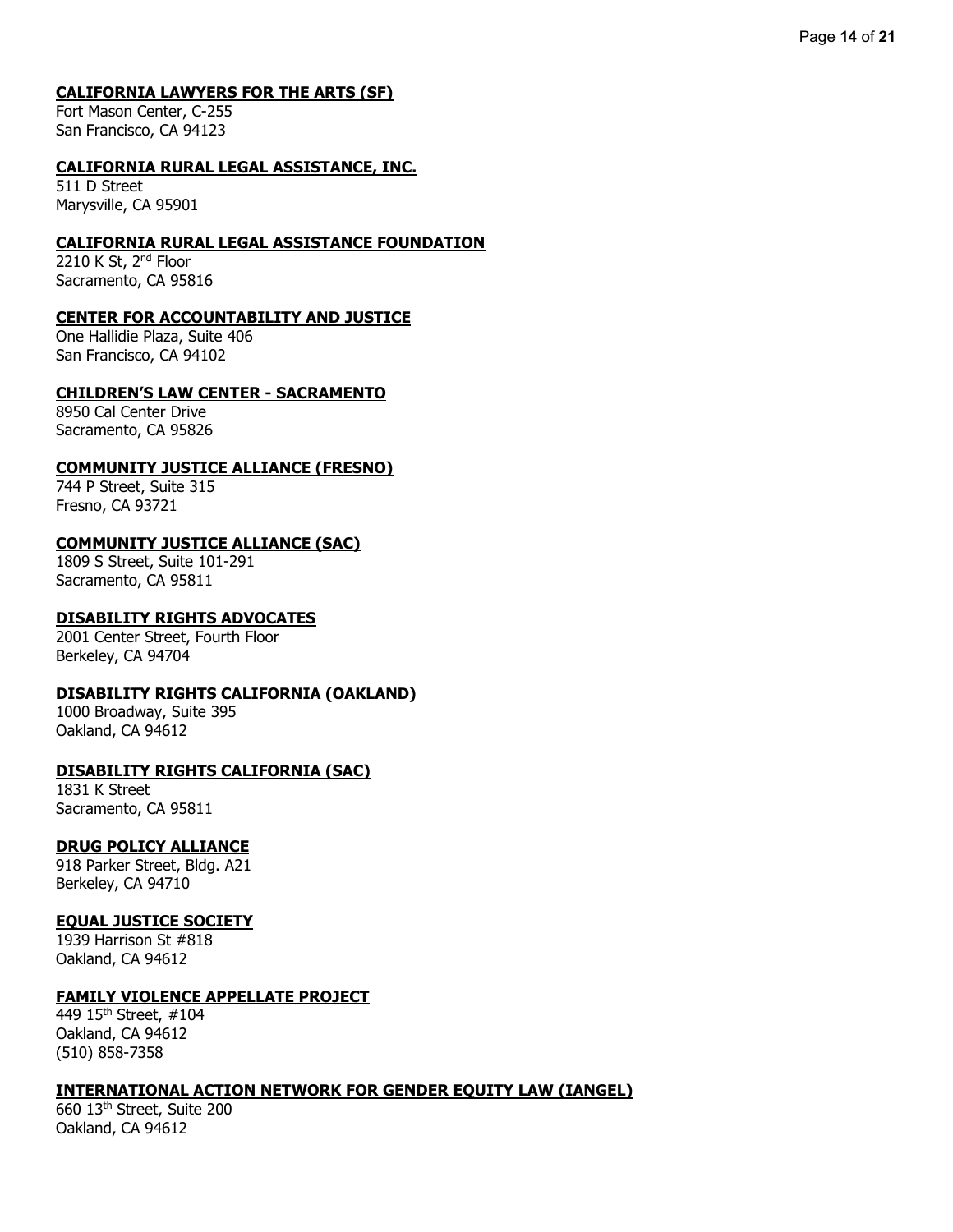**CALIFORNIA LAWYERS FOR THE ARTS (SF)**
Fort Mason Center, C-255
San Francisco, CA 94123

**CALIFORNIA RURAL LEGAL ASSISTANCE, INC.**
511 D Street
Marysville, CA 95901

**CALIFORNIA RURAL LEGAL ASSISTANCE FOUNDATION**
2210 K St, 2nd Floor
Sacramento, CA 95816

**CENTER FOR ACCOUNTABILITY AND JUSTICE**
One Hallidie Plaza, Suite 406
San Francisco, CA 94102

**CHILDREN'S LAW CENTER - SACRAMENTO**
8950 Cal Center Drive
Sacramento, CA 95826

**COMMUNITY JUSTICE ALLIANCE (FRESNO)**
744 P Street, Suite 315
Fresno, CA 93721

**COMMUNITY JUSTICE ALLIANCE (SAC)**
1809 S Street, Suite 101-291
Sacramento, CA 95811

**DISABILITY RIGHTS ADVOCATES**
2001 Center Street, Fourth Floor
Berkeley, CA 94704

**DISABILITY RIGHTS CALIFORNIA (OAKLAND)**
1000 Broadway, Suite 395
Oakland, CA 94612

**DISABILITY RIGHTS CALIFORNIA (SAC)**
1831 K Street
Sacramento, CA 95811

**DRUG POLICY ALLIANCE**
918 Parker Street, Bldg. A21
Berkeley, CA 94710

**EQUAL JUSTICE SOCIETY**
1939 Harrison St #818
Oakland, CA 94612

**FAMILY VIOLENCE APPELLATE PROJECT**
449 15th Street, #104
Oakland, CA 94612
(510) 858-7358

**INTERNATIONAL ACTION NETWORK FOR GENDER EQUITY LAW (IANGEL)**
660 13th Street, Suite 200
Oakland, CA 94612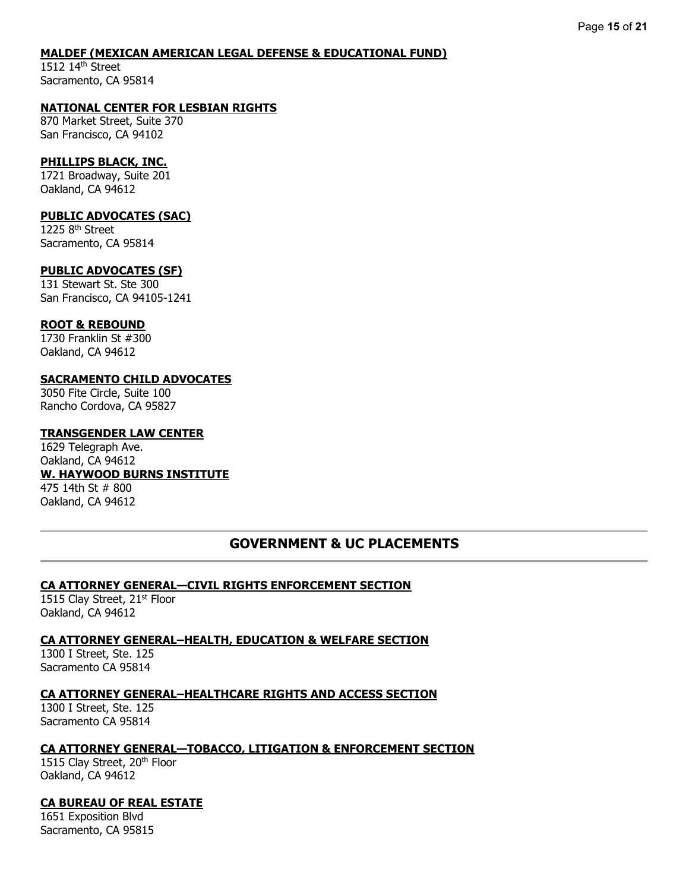**MALDEF (MEXICAN AMERICAN LEGAL DEFENSE & EDUCATIONAL FUND)**
1512 14th Street
Sacramento, CA 95814

**NATIONAL CENTER FOR LESBIAN RIGHTS**
870 Market Street, Suite 370
San Francisco, CA 94102

**PHILLIPS BLACK, INC.**
1721 Broadway, Suite 201
Oakland, CA 94612

**PUBLIC ADVOCATES (SAC)**
1225 8th Street
Sacramento, CA 95814

**PUBLIC ADVOCATES (SF)**
131 Stewart St. Ste 300
San Francisco, CA 94105-1241

**ROOT & REBOUND**
1730 Franklin St #300
Oakland, CA 94612

**SACRAMENTO CHILD ADVOCATES**
3050 Fite Circle, Suite 100
Rancho Cordova, CA 95827

**TRANSGENDER LAW CENTER**
1629 Telegraph Ave.
Oakland, CA 94612

**W. HAYWOOD BURNS INSTITUTE**
475 14th St # 800
Oakland, CA 94612

## GOVERNMENT & UC PLACEMENTS

**CA ATTORNEY GENERAL—CIVIL RIGHTS ENFORCEMENT SECTION**
1515 Clay Street, 21st Floor
Oakland, CA 94612

**CA ATTORNEY GENERAL–HEALTH, EDUCATION & WELFARE SECTION**
1300 I Street, Ste. 125
Sacramento CA 95814

**CA ATTORNEY GENERAL–HEALTHCARE RIGHTS AND ACCESS SECTION**
1300 I Street, Ste. 125
Sacramento CA 95814

**CA ATTORNEY GENERAL—TOBACCO, LITIGATION & ENFORCEMENT SECTION**
1515 Clay Street, 20th Floor
Oakland, CA 94612

**CA BUREAU OF REAL ESTATE**
1651 Exposition Blvd
Sacramento, CA 95815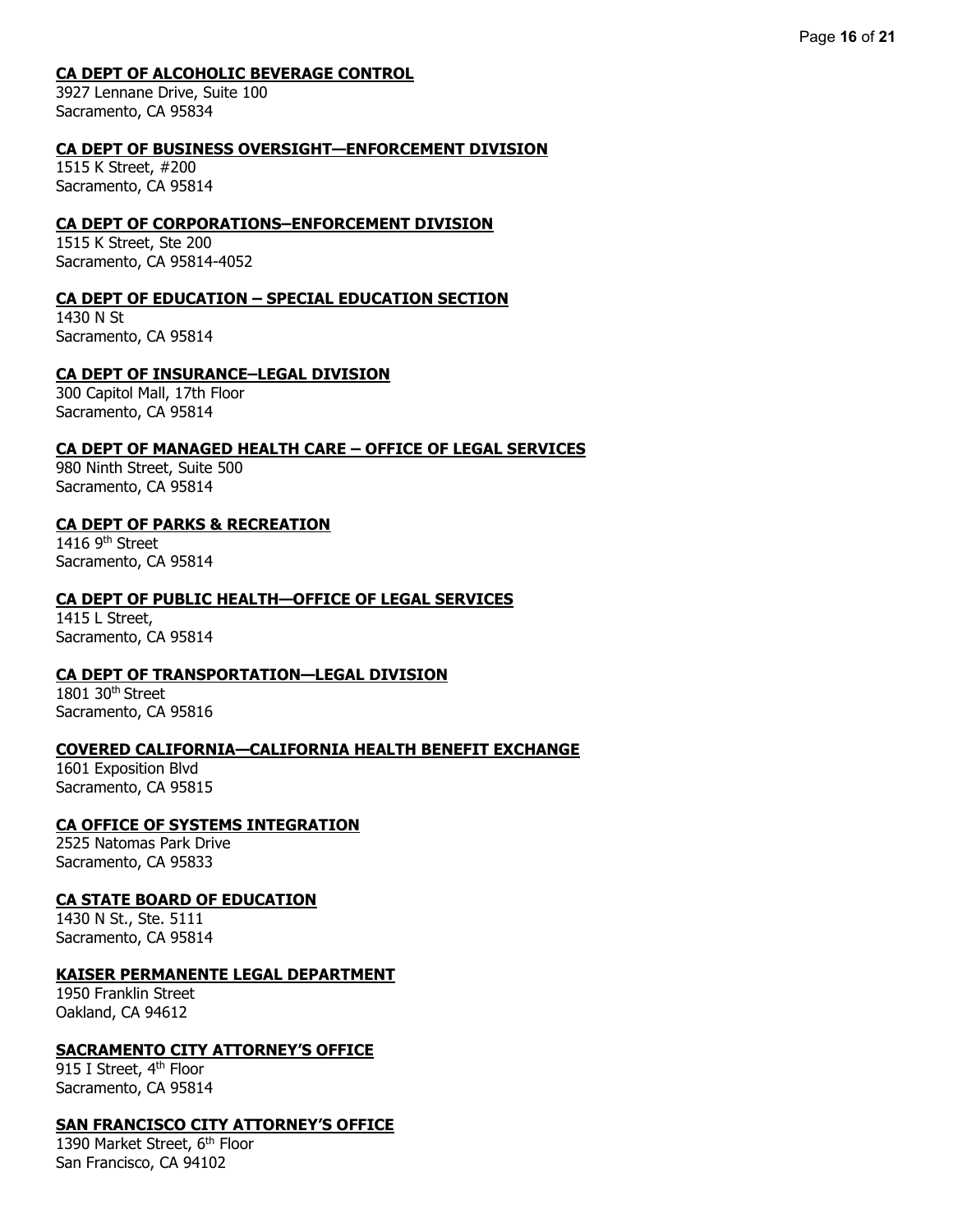**CA DEPT OF ALCOHOLIC BEVERAGE CONTROL**
3927 Lennane Drive, Suite 100
Sacramento, CA 95834

**CA DEPT OF BUSINESS OVERSIGHT—ENFORCEMENT DIVISION**
1515 K Street, #200
Sacramento, CA 95814

**CA DEPT OF CORPORATIONS–ENFORCEMENT DIVISION**
1515 K Street, Ste 200
Sacramento, CA 95814-4052

**CA DEPT OF EDUCATION – SPECIAL EDUCATION SECTION**
1430 N St
Sacramento, CA 95814

**CA DEPT OF INSURANCE–LEGAL DIVISION**
300 Capitol Mall, 17th Floor
Sacramento, CA 95814

**CA DEPT OF MANAGED HEALTH CARE – OFFICE OF LEGAL SERVICES**
980 Ninth Street, Suite 500
Sacramento, CA 95814

**CA DEPT OF PARKS & RECREATION**
1416 9th Street
Sacramento, CA 95814

**CA DEPT OF PUBLIC HEALTH—OFFICE OF LEGAL SERVICES**
1415 L Street,
Sacramento, CA 95814

**CA DEPT OF TRANSPORTATION—LEGAL DIVISION**
1801 30th Street
Sacramento, CA 95816

**COVERED CALIFORNIA—CALIFORNIA HEALTH BENEFIT EXCHANGE**
1601 Exposition Blvd
Sacramento, CA 95815

**CA OFFICE OF SYSTEMS INTEGRATION**
2525 Natomas Park Drive
Sacramento, CA 95833

**CA STATE BOARD OF EDUCATION**
1430 N St., Ste. 5111
Sacramento, CA 95814

**KAISER PERMANENTE LEGAL DEPARTMENT**
1950 Franklin Street
Oakland, CA 94612

**SACRAMENTO CITY ATTORNEY'S OFFICE**
915 I Street, 4th Floor
Sacramento, CA 95814

**SAN FRANCISCO CITY ATTORNEY'S OFFICE**
1390 Market Street, 6th Floor
San Francisco, CA 94102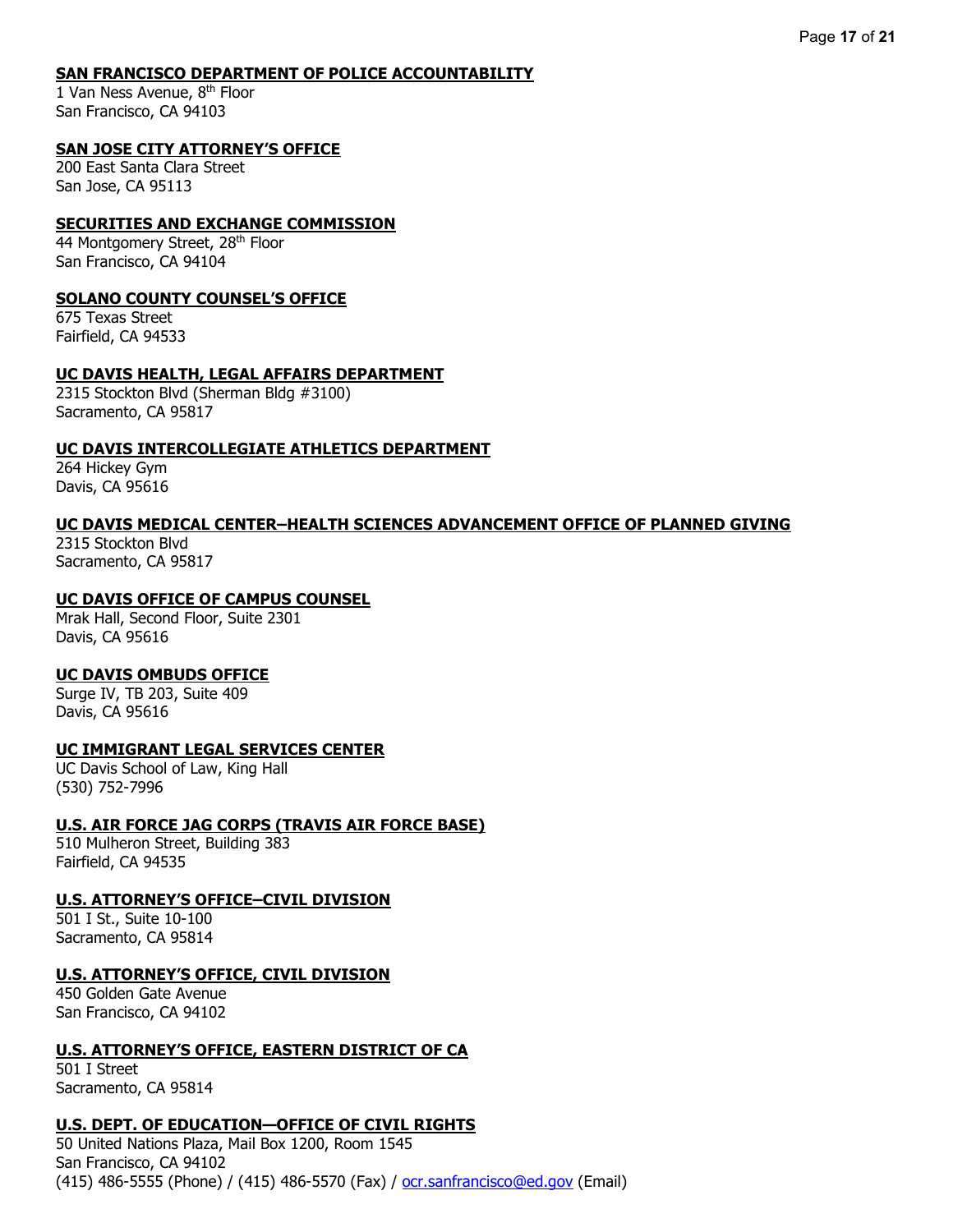**SAN FRANCISCO DEPARTMENT OF POLICE ACCOUNTABILITY**
1 Van Ness Avenue, 8th Floor
San Francisco, CA 94103

**SAN JOSE CITY ATTORNEY'S OFFICE**
200 East Santa Clara Street
San Jose, CA 95113

**SECURITIES AND EXCHANGE COMMISSION**
44 Montgomery Street, 28th Floor
San Francisco, CA 94104

**SOLANO COUNTY COUNSEL'S OFFICE**
675 Texas Street
Fairfield, CA 94533

**UC DAVIS HEALTH, LEGAL AFFAIRS DEPARTMENT**
2315 Stockton Blvd (Sherman Bldg #3100)
Sacramento, CA 95817

**UC DAVIS INTERCOLLEGIATE ATHLETICS DEPARTMENT**
264 Hickey Gym
Davis, CA 95616

**UC DAVIS MEDICAL CENTER–HEALTH SCIENCES ADVANCEMENT OFFICE OF PLANNED GIVING**
2315 Stockton Blvd
Sacramento, CA 95817

**UC DAVIS OFFICE OF CAMPUS COUNSEL**
Mrak Hall, Second Floor, Suite 2301
Davis, CA 95616

**UC DAVIS OMBUDS OFFICE**
Surge IV, TB 203, Suite 409
Davis, CA 95616

**UC IMMIGRANT LEGAL SERVICES CENTER**
UC Davis School of Law, King Hall
(530) 752-7996

**U.S. AIR FORCE JAG CORPS (TRAVIS AIR FORCE BASE)**
510 Mulheron Street, Building 383
Fairfield, CA 94535

**U.S. ATTORNEY'S OFFICE–CIVIL DIVISION**
501 I St., Suite 10-100
Sacramento, CA 95814

**U.S. ATTORNEY'S OFFICE, CIVIL DIVISION**
450 Golden Gate Avenue
San Francisco, CA 94102

**U.S. ATTORNEY'S OFFICE, EASTERN DISTRICT OF CA**
501 I Street
Sacramento, CA 95814

**U.S. DEPT. OF EDUCATION—OFFICE OF CIVIL RIGHTS**
50 United Nations Plaza, Mail Box 1200, Room 1545
San Francisco, CA 94102
(415) 486-5555 (Phone) / (415) 486-5570 (Fax) / ocr.sanfrancisco@ed.gov (Email)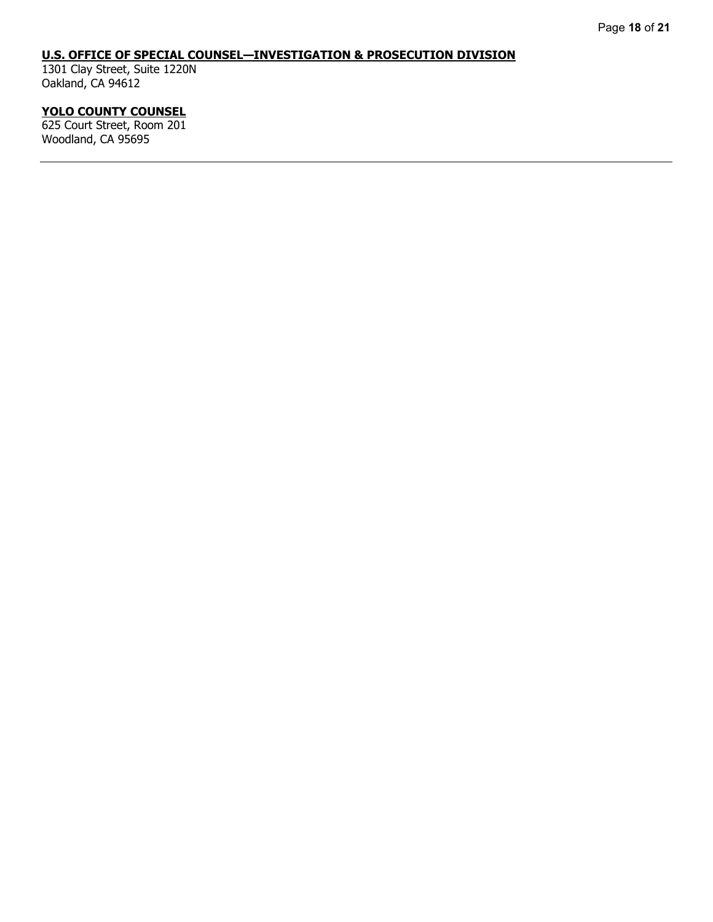**U.S. OFFICE OF SPECIAL COUNSEL—INVESTIGATION & PROSECUTION DIVISION**
1301 Clay Street, Suite 1220N
Oakland, CA 94612

**YOLO COUNTY COUNSEL**
625 Court Street, Room 201
Woodland, CA 95695

---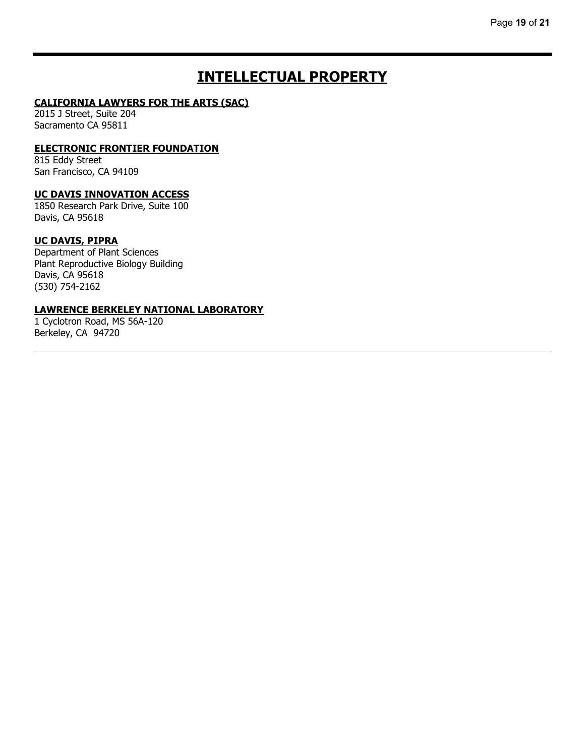# INTELLECTUAL PROPERTY

**CALIFORNIA LAWYERS FOR THE ARTS (SAC)**
2015 J Street, Suite 204
Sacramento CA 95811

**ELECTRONIC FRONTIER FOUNDATION**
815 Eddy Street
San Francisco, CA 94109

**UC DAVIS INNOVATION ACCESS**
1850 Research Park Drive, Suite 100
Davis, CA 95618

**UC DAVIS, PIPRA**
Department of Plant Sciences
Plant Reproductive Biology Building
Davis, CA 95618
(530) 754-2162

**LAWRENCE BERKELEY NATIONAL LABORATORY**
1 Cyclotron Road, MS 56A-120
Berkeley, CA 94720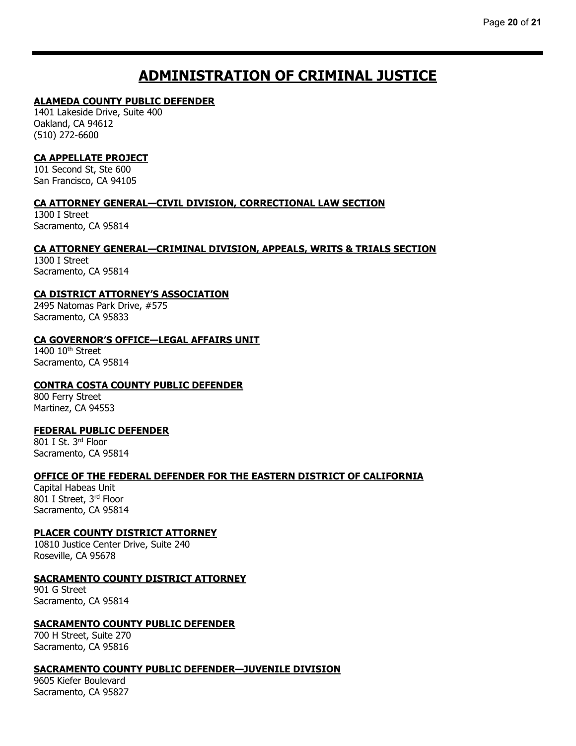# ADMINISTRATION OF CRIMINAL JUSTICE

**ALAMEDA COUNTY PUBLIC DEFENDER**
1401 Lakeside Drive, Suite 400
Oakland, CA 94612
(510) 272-6600

**CA APPELLATE PROJECT**
101 Second St, Ste 600
San Francisco, CA 94105

**CA ATTORNEY GENERAL—CIVIL DIVISION, CORRECTIONAL LAW SECTION**
1300 I Street
Sacramento, CA 95814

**CA ATTORNEY GENERAL—CRIMINAL DIVISION, APPEALS, WRITS & TRIALS SECTION**
1300 I Street
Sacramento, CA 95814

**CA DISTRICT ATTORNEY'S ASSOCIATION**
2495 Natomas Park Drive, #575
Sacramento, CA 95833

**CA GOVERNOR'S OFFICE—LEGAL AFFAIRS UNIT**
1400 10th Street
Sacramento, CA 95814

**CONTRA COSTA COUNTY PUBLIC DEFENDER**
800 Ferry Street
Martinez, CA 94553

**FEDERAL PUBLIC DEFENDER**
801 I St. 3rd Floor
Sacramento, CA 95814

**OFFICE OF THE FEDERAL DEFENDER FOR THE EASTERN DISTRICT OF CALIFORNIA**
Capital Habeas Unit
801 I Street, 3rd Floor
Sacramento, CA 95814

**PLACER COUNTY DISTRICT ATTORNEY**
10810 Justice Center Drive, Suite 240
Roseville, CA 95678

**SACRAMENTO COUNTY DISTRICT ATTORNEY**
901 G Street
Sacramento, CA 95814

**SACRAMENTO COUNTY PUBLIC DEFENDER**
700 H Street, Suite 270
Sacramento, CA 95816

**SACRAMENTO COUNTY PUBLIC DEFENDER—JUVENILE DIVISION**
9605 Kiefer Boulevard
Sacramento, CA 95827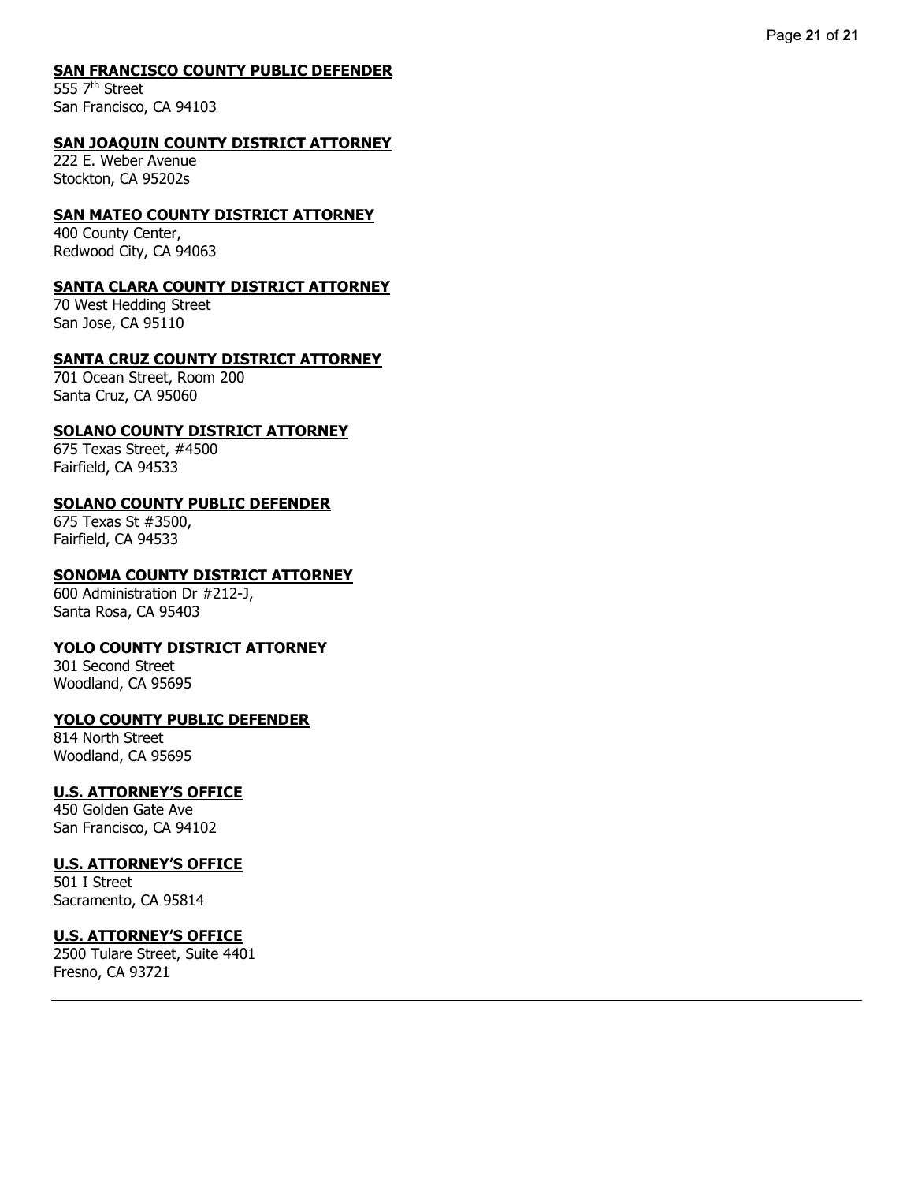**SAN FRANCISCO COUNTY PUBLIC DEFENDER**
555 7th Street
San Francisco, CA 94103

**SAN JOAQUIN COUNTY DISTRICT ATTORNEY**
222 E. Weber Avenue
Stockton, CA 95202s

**SAN MATEO COUNTY DISTRICT ATTORNEY**
400 County Center,
Redwood City, CA 94063

**SANTA CLARA COUNTY DISTRICT ATTORNEY**
70 West Hedding Street
San Jose, CA 95110

**SANTA CRUZ COUNTY DISTRICT ATTORNEY**
701 Ocean Street, Room 200
Santa Cruz, CA 95060

**SOLANO COUNTY DISTRICT ATTORNEY**
675 Texas Street, #4500
Fairfield, CA 94533

**SOLANO COUNTY PUBLIC DEFENDER**
675 Texas St #3500,
Fairfield, CA 94533

**SONOMA COUNTY DISTRICT ATTORNEY**
600 Administration Dr #212-J,
Santa Rosa, CA 95403

**YOLO COUNTY DISTRICT ATTORNEY**
301 Second Street
Woodland, CA 95695

**YOLO COUNTY PUBLIC DEFENDER**
814 North Street
Woodland, CA 95695

**U.S. ATTORNEY'S OFFICE**
450 Golden Gate Ave
San Francisco, CA 94102

**U.S. ATTORNEY'S OFFICE**
501 I Street
Sacramento, CA 95814

**U.S. ATTORNEY'S OFFICE**
2500 Tulare Street, Suite 4401
Fresno, CA 93721